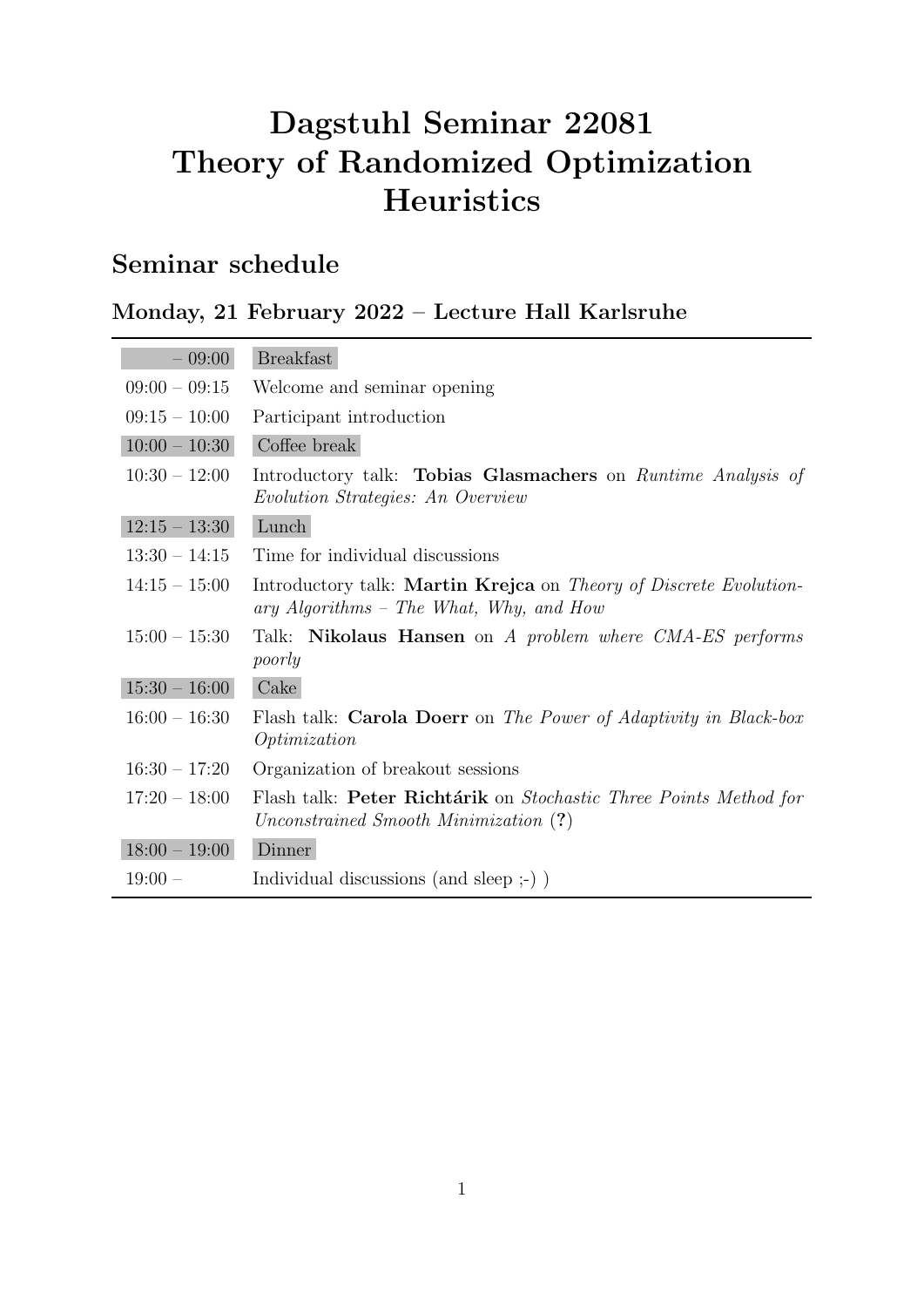# Dagstuhl Seminar 22081 Theory of Randomized Optimization Heuristics

## Seminar schedule

### Monday, 21 February 2022 – Lecture Hall Karlsruhe

| | |
|---|---|
| – 09:00 | Breakfast |
| 09:00 – 09:15 | Welcome and seminar opening |
| 09:15 – 10:00 | Participant introduction |
| 10:00 – 10:30 | Coffee break |
| 10:30 – 12:00 | Introductory talk: **Tobias Glasmachers** on *Runtime Analysis of Evolution Strategies: An Overview* |
| 12:15 – 13:30 | Lunch |
| 13:30 – 14:15 | Time for individual discussions |
| 14:15 – 15:00 | Introductory talk: **Martin Krejca** on *Theory of Discrete Evolutionary Algorithms – The What, Why, and How* |
| 15:00 – 15:30 | Talk: **Nikolaus Hansen** on *A problem where CMA-ES performs poorly* |
| 15:30 – 16:00 | Cake |
| 16:00 – 16:30 | Flash talk: **Carola Doerr** on *The Power of Adaptivity in Black-box Optimization* |
| 16:30 – 17:20 | Organization of breakout sessions |
| 17:20 – 18:00 | Flash talk: **Peter Richtárik** on *Stochastic Three Points Method for Unconstrained Smooth Minimization* (**?**) |
| 18:00 – 19:00 | Dinner |
| 19:00 – | Individual discussions (and sleep ;-) ) |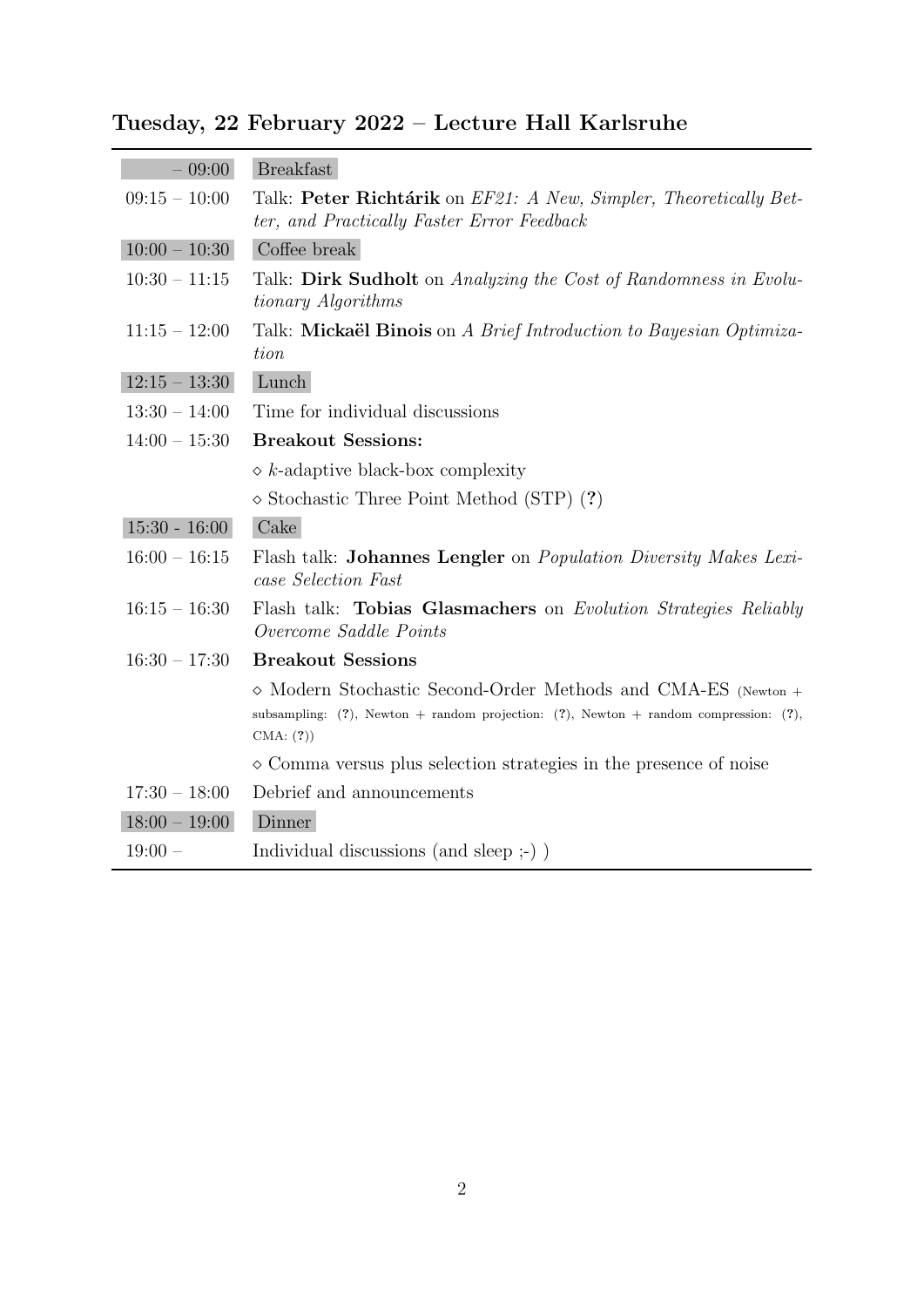## Tuesday, 22 February 2022 – Lecture Hall Karlsruhe

| | |
|---|---|
| – 09:00 | Breakfast |
| 09:15 – 10:00 | Talk: **Peter Richtárik** on *EF21: A New, Simpler, Theoretically Better, and Practically Faster Error Feedback* |
| 10:00 – 10:30 | Coffee break |
| 10:30 – 11:15 | Talk: **Dirk Sudholt** on *Analyzing the Cost of Randomness in Evolutionary Algorithms* |
| 11:15 – 12:00 | Talk: **Mickaël Binois** on *A Brief Introduction to Bayesian Optimization* |
| 12:15 – 13:30 | Lunch |
| 13:30 – 14:00 | Time for individual discussions |
| 14:00 – 15:30 | **Breakout Sessions:** |
| | ⋄ $k$-adaptive black-box complexity |
| | ⋄ Stochastic Three Point Method (STP) (**?**) |
| 15:30 - 16:00 | Cake |
| 16:00 – 16:15 | Flash talk: **Johannes Lengler** on *Population Diversity Makes Lexicase Selection Fast* |
| 16:15 – 16:30 | Flash talk: **Tobias Glasmachers** on *Evolution Strategies Reliably Overcome Saddle Points* |
| 16:30 – 17:30 | **Breakout Sessions** |
| | ⋄ Modern Stochastic Second-Order Methods and CMA-ES (Newton + subsampling: (**?**), Newton + random projection: (**?**), Newton + random compression: (**?**), CMA: (**?**)) |
| | ⋄ Comma versus plus selection strategies in the presence of noise |
| 17:30 – 18:00 | Debrief and announcements |
| 18:00 – 19:00 | Dinner |
| 19:00 – | Individual discussions (and sleep ;-) ) |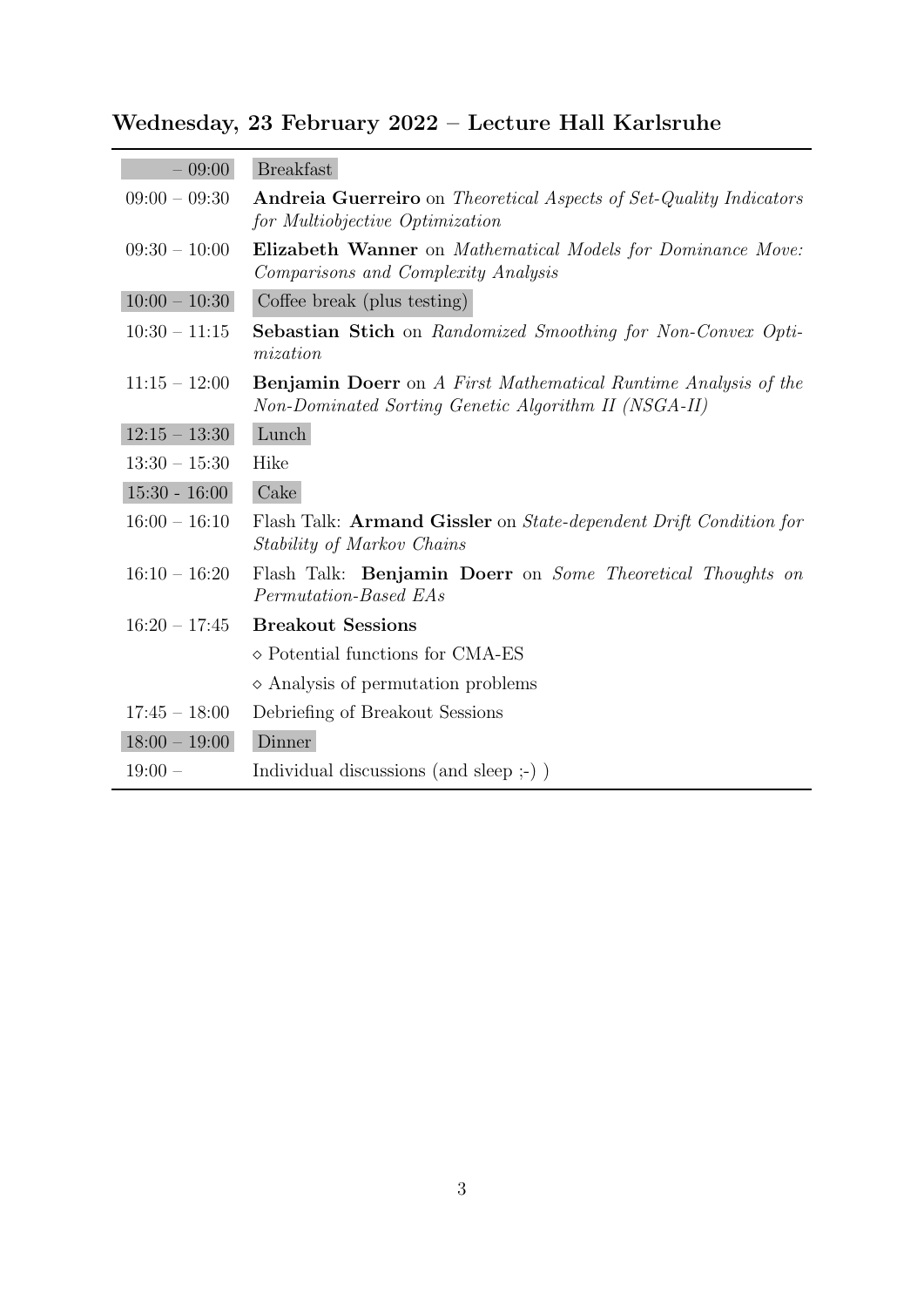## Wednesday, 23 February 2022 – Lecture Hall Karlsruhe

| | |
|---|---|
| – 09:00 | Breakfast |
| 09:00 – 09:30 | **Andreia Guerreiro** on *Theoretical Aspects of Set-Quality Indicators for Multiobjective Optimization* |
| 09:30 – 10:00 | **Elizabeth Wanner** on *Mathematical Models for Dominance Move: Comparisons and Complexity Analysis* |
| 10:00 – 10:30 | Coffee break (plus testing) |
| 10:30 – 11:15 | **Sebastian Stich** on *Randomized Smoothing for Non-Convex Optimization* |
| 11:15 – 12:00 | **Benjamin Doerr** on *A First Mathematical Runtime Analysis of the Non-Dominated Sorting Genetic Algorithm II (NSGA-II)* |
| 12:15 – 13:30 | Lunch |
| 13:30 – 15:30 | Hike |
| 15:30 - 16:00 | Cake |
| 16:00 – 16:10 | Flash Talk: **Armand Gissler** on *State-dependent Drift Condition for Stability of Markov Chains* |
| 16:10 – 16:20 | Flash Talk: **Benjamin Doerr** on *Some Theoretical Thoughts on Permutation-Based EAs* |
| 16:20 – 17:45 | **Breakout Sessions** |
| | ⋄ Potential functions for CMA-ES |
| | ⋄ Analysis of permutation problems |
| 17:45 – 18:00 | Debriefing of Breakout Sessions |
| 18:00 – 19:00 | Dinner |
| 19:00 – | Individual discussions (and sleep ;-) ) |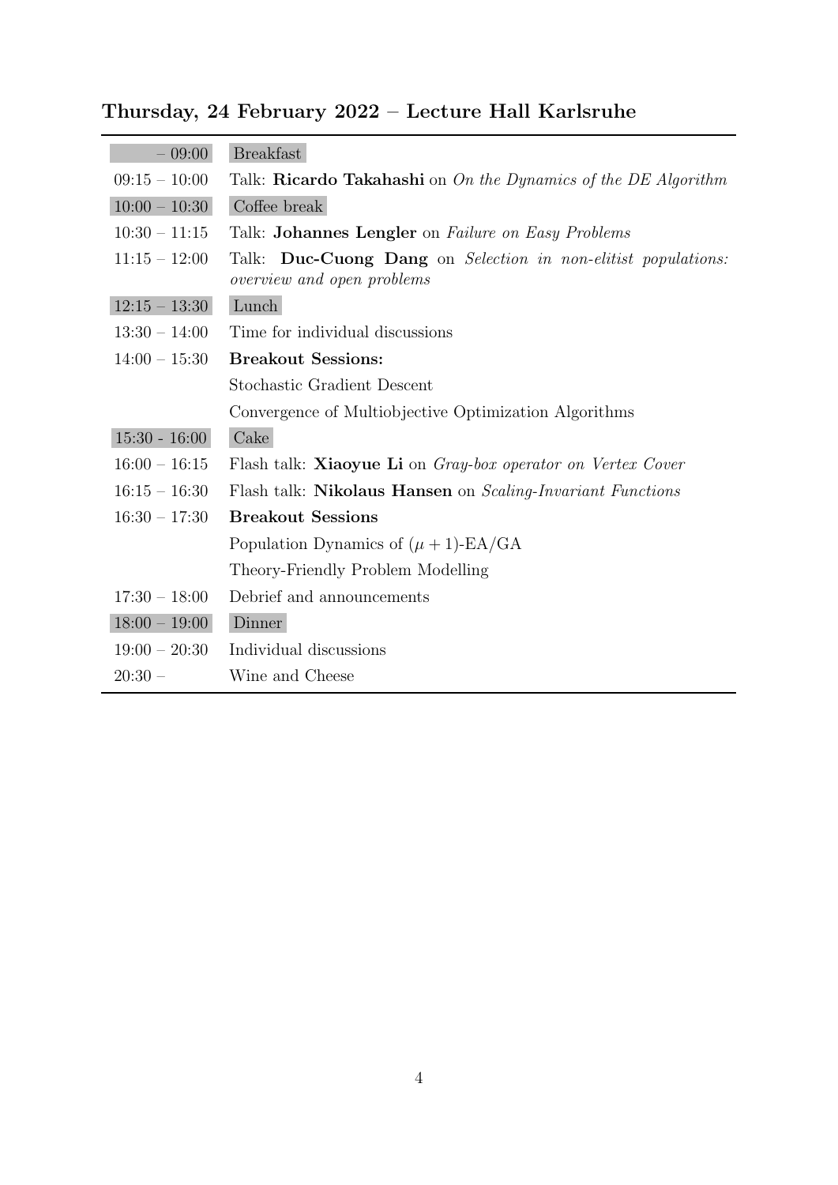## Thursday, 24 February 2022 – Lecture Hall Karlsruhe

| | |
|---|---|
| – 09:00 | Breakfast |
| 09:15 – 10:00 | Talk: **Ricardo Takahashi** on *On the Dynamics of the DE Algorithm* |
| 10:00 – 10:30 | Coffee break |
| 10:30 – 11:15 | Talk: **Johannes Lengler** on *Failure on Easy Problems* |
| 11:15 – 12:00 | Talk: **Duc-Cuong Dang** on *Selection in non-elitist populations: overview and open problems* |
| 12:15 – 13:30 | Lunch |
| 13:30 – 14:00 | Time for individual discussions |
| 14:00 – 15:30 | **Breakout Sessions:** |
| | Stochastic Gradient Descent |
| | Convergence of Multiobjective Optimization Algorithms |
| 15:30 - 16:00 | Cake |
| 16:00 – 16:15 | Flash talk: **Xiaoyue Li** on *Gray-box operator on Vertex Cover* |
| 16:15 – 16:30 | Flash talk: **Nikolaus Hansen** on *Scaling-Invariant Functions* |
| 16:30 – 17:30 | **Breakout Sessions** |
| | Population Dynamics of $(\mu + 1)$-EA/GA |
| | Theory-Friendly Problem Modelling |
| 17:30 – 18:00 | Debrief and announcements |
| 18:00 – 19:00 | Dinner |
| 19:00 – 20:30 | Individual discussions |
| 20:30 – | Wine and Cheese |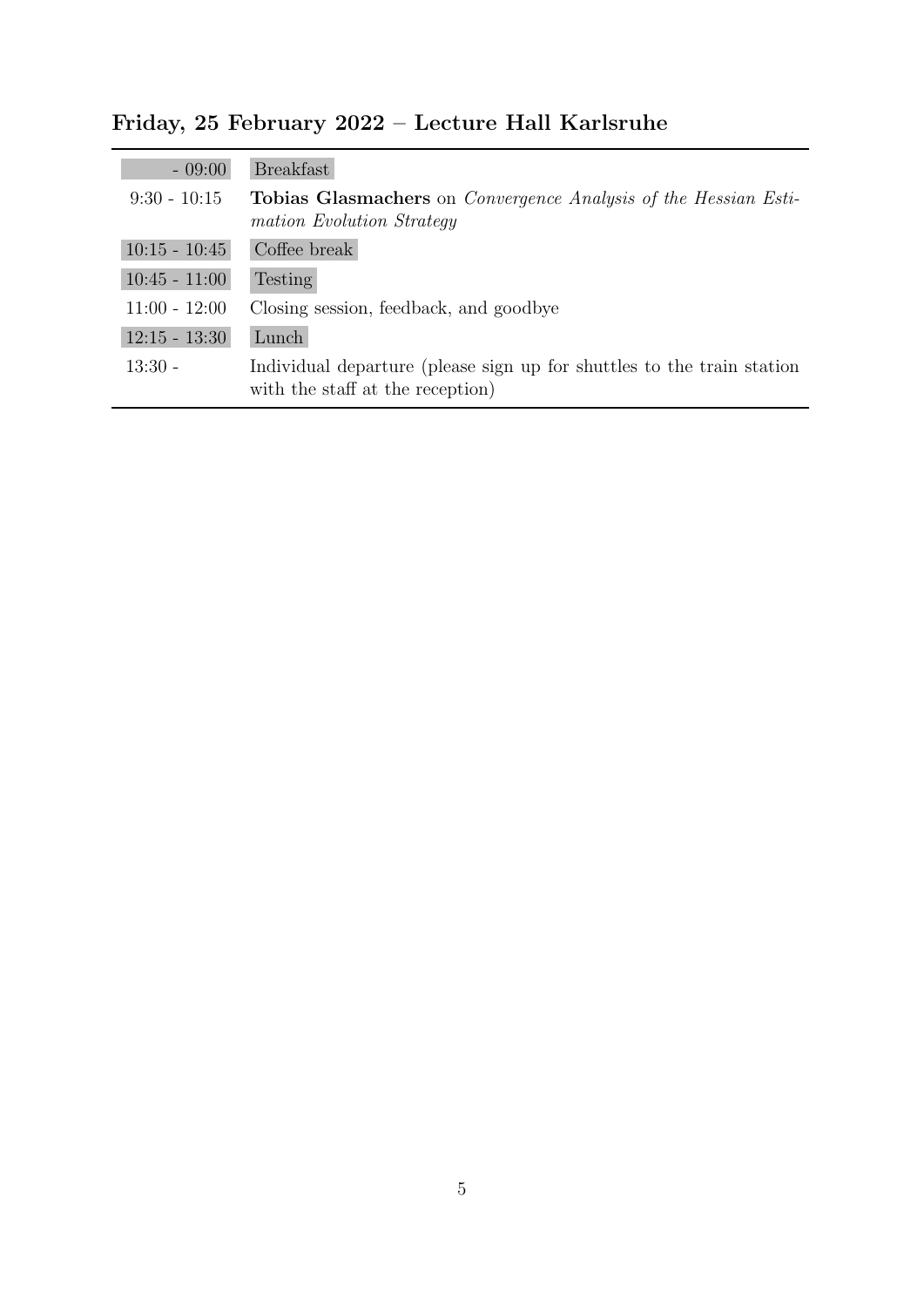## Friday, 25 February 2022 – Lecture Hall Karlsruhe

| | |
|---|---|
| - 09:00 | Breakfast |
| 9:30 - 10:15 | **Tobias Glasmachers** on *Convergence Analysis of the Hessian Estimation Evolution Strategy* |
| 10:15 - 10:45 | Coffee break |
| 10:45 - 11:00 | Testing |
| 11:00 - 12:00 | Closing session, feedback, and goodbye |
| 12:15 - 13:30 | Lunch |
| 13:30 - | Individual departure (please sign up for shuttles to the train station with the staff at the reception) |